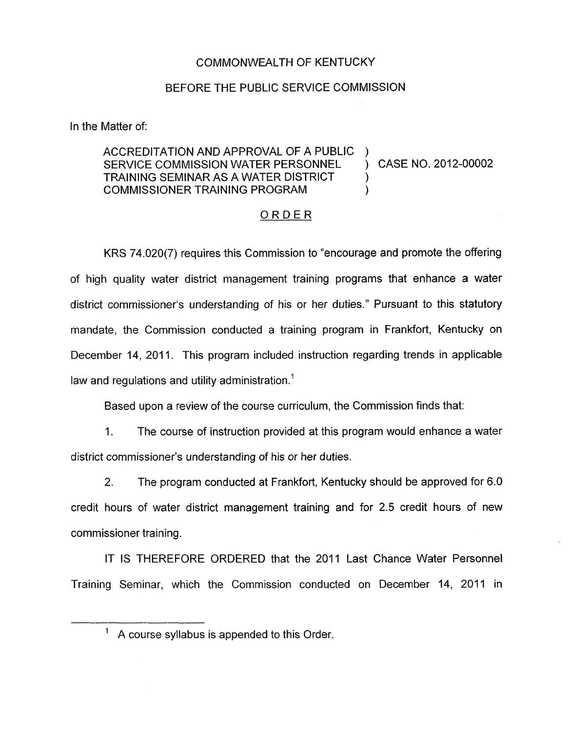COMMONWEALTH OF KENTUCKY

BEFORE THE PUBLIC SERVICE COMMISSION

In the Matter of:

ACCREDITATION AND APPROVAL OF A PUBLIC SERVICE COMMISSION WATER PERSONNEL TRAINING SEMINAR AS A WATER DISTRICT COMMISSIONER TRAINING PROGRAM ) CASE NO. 2012-00002

## ORDER

KRS 74.020(7) requires this Commission to "encourage and promote the offering of high quality water district management training programs that enhance a water district commissioner's understanding of his or her duties." Pursuant to this statutory mandate, the Commission conducted a training program in Frankfort, Kentucky on December 14, 2011. This program included instruction regarding trends in applicable law and regulations and utility administration.[1]

Based upon a review of the course curriculum, the Commission finds that:

1. The course of instruction provided at this program would enhance a water district commissioner's understanding of his or her duties.

2. The program conducted at Frankfort, Kentucky should be approved for 6.0 credit hours of water district management training and for 2.5 credit hours of new commissioner training.

IT IS THEREFORE ORDERED that the 2011 Last Chance Water Personnel Training Seminar, which the Commission conducted on December 14, 2011 in

[1] A course syllabus is appended to this Order.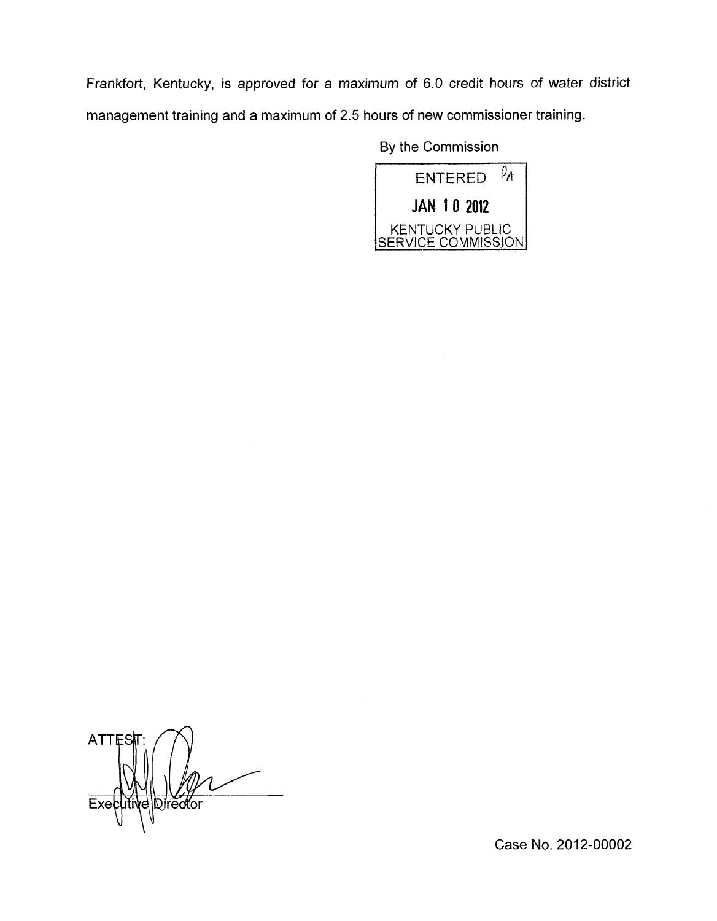Frankfort, Kentucky, is approved for a maximum of 6.0 credit hours of water district management training and a maximum of 2.5 hours of new commissioner training.

By the Commission

ENTERED
JAN 10 2012
KENTUCKY PUBLIC SERVICE COMMISSION

ATTEST:

Executive Director

Case No. 2012-00002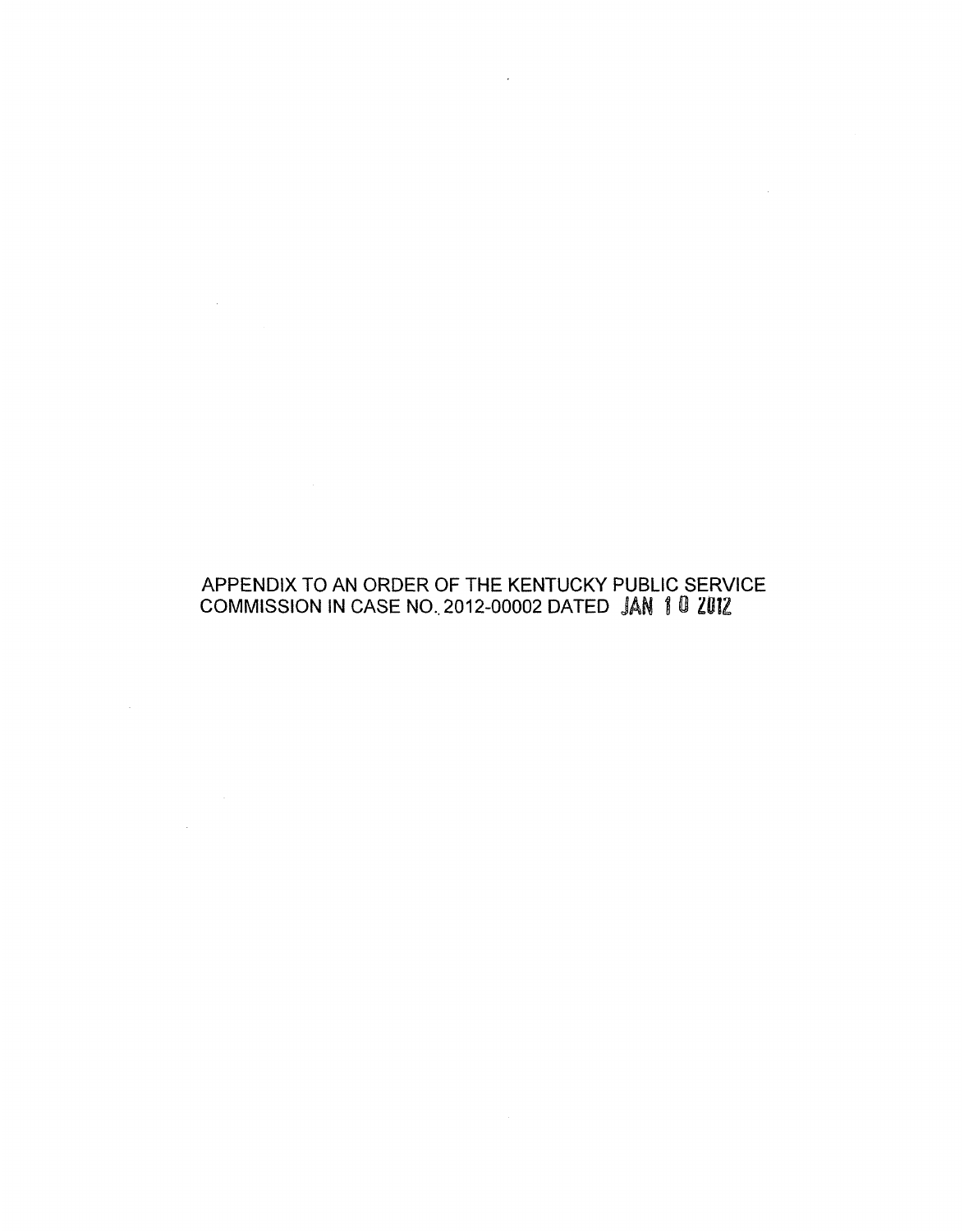APPENDIX TO AN ORDER OF THE KENTUCKY PUBLIC SERVICE COMMISSION IN CASE NO. 2012-00002 DATED JAN 10 2012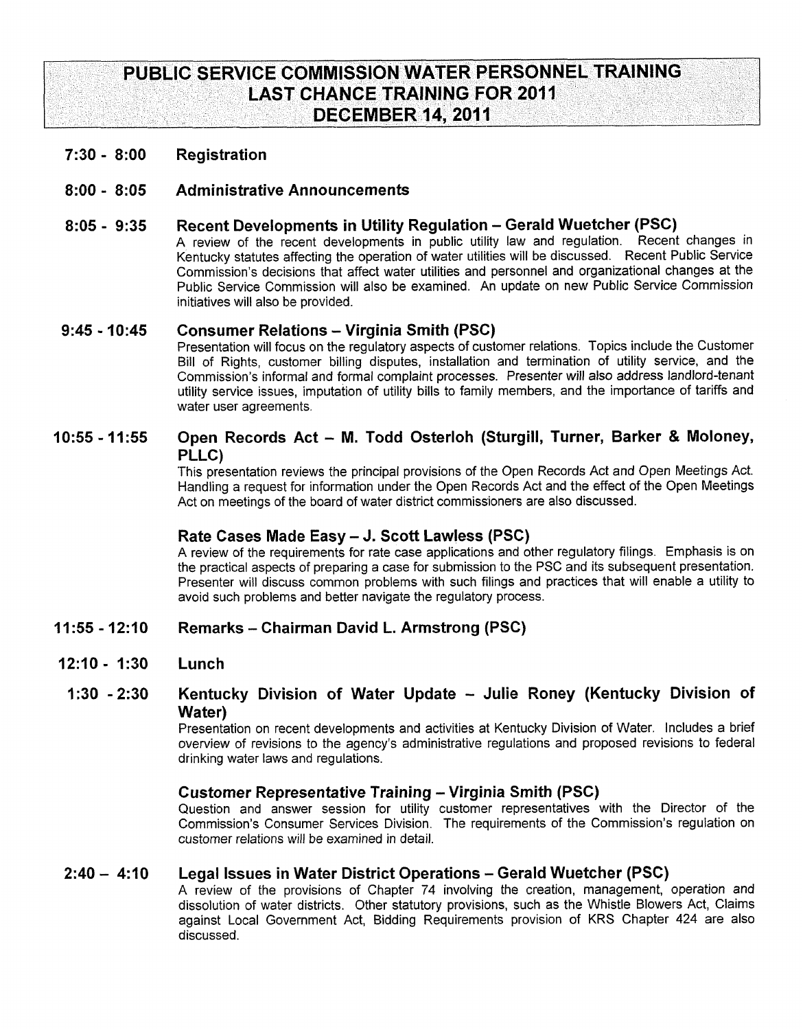# PUBLIC SERVICE COMMISSION WATER PERSONNEL TRAINING
# LAST CHANCE TRAINING FOR 2011
# DECEMBER 14, 2011

**7:30 - 8:00** **Registration**

**8:00 - 8:05** **Administrative Announcements**

**8:05 - 9:35** **Recent Developments in Utility Regulation – Gerald Wuetcher (PSC)**

A review of the recent developments in public utility law and regulation. Recent changes in Kentucky statutes affecting the operation of water utilities will be discussed. Recent Public Service Commission's decisions that affect water utilities and personnel and organizational changes at the Public Service Commission will also be examined. An update on new Public Service Commission initiatives will also be provided.

**9:45 - 10:45** **Consumer Relations – Virginia Smith (PSC)**

Presentation will focus on the regulatory aspects of customer relations. Topics include the Customer Bill of Rights, customer billing disputes, installation and termination of utility service, and the Commission's informal and formal complaint processes. Presenter will also address landlord-tenant utility service issues, imputation of utility bills to family members, and the importance of tariffs and water user agreements.

**10:55 - 11:55** **Open Records Act – M. Todd Osterloh (Sturgill, Turner, Barker & Moloney, PLLC)**

This presentation reviews the principal provisions of the Open Records Act and Open Meetings Act. Handling a request for information under the Open Records Act and the effect of the Open Meetings Act on meetings of the board of water district commissioners are also discussed.

**Rate Cases Made Easy – J. Scott Lawless (PSC)**

A review of the requirements for rate case applications and other regulatory filings. Emphasis is on the practical aspects of preparing a case for submission to the PSC and its subsequent presentation. Presenter will discuss common problems with such filings and practices that will enable a utility to avoid such problems and better navigate the regulatory process.

**11:55 - 12:10** **Remarks – Chairman David L. Armstrong (PSC)**

**12:10 - 1:30** **Lunch**

**1:30 - 2:30** **Kentucky Division of Water Update – Julie Roney (Kentucky Division of Water)**

Presentation on recent developments and activities at Kentucky Division of Water. Includes a brief overview of revisions to the agency's administrative regulations and proposed revisions to federal drinking water laws and regulations.

**Customer Representative Training – Virginia Smith (PSC)**

Question and answer session for utility customer representatives with the Director of the Commission's Consumer Services Division. The requirements of the Commission's regulation on customer relations will be examined in detail.

**2:40 – 4:10** **Legal Issues in Water District Operations – Gerald Wuetcher (PSC)**

A review of the provisions of Chapter 74 involving the creation, management, operation and dissolution of water districts. Other statutory provisions, such as the Whistle Blowers Act, Claims against Local Government Act, Bidding Requirements provision of KRS Chapter 424 are also discussed.